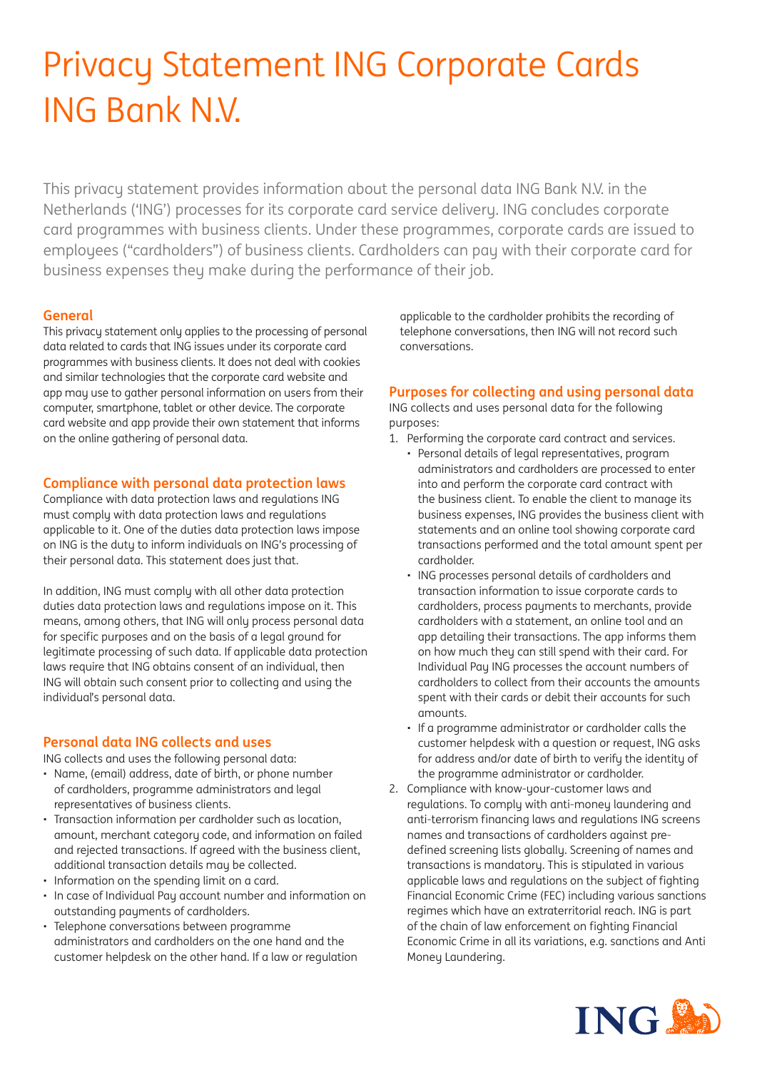# Privacy Statement ING Corporate Cards ING Bank N.V.

This privacy statement provides information about the personal data ING Bank N.V. in the Netherlands ('ING') processes for its corporate card service delivery. ING concludes corporate card programmes with business clients. Under these programmes, corporate cards are issued to employees ("cardholders") of business clients. Cardholders can pay with their corporate card for business expenses they make during the performance of their job.

## General

This privacy statement only applies to the processing of personal data related to cards that ING issues under its corporate card programmes with business clients. It does not deal with cookies and similar technologies that the corporate card website and app may use to gather personal information on users from their computer, smartphone, tablet or other device. The corporate card website and app provide their own statement that informs on the online gathering of personal data.

## Compliance with personal data protection laws

Compliance with data protection laws and regulations ING must comply with data protection laws and regulations applicable to it. One of the duties data protection laws impose on ING is the duty to inform individuals on ING's processing of their personal data. This statement does just that.

In addition, ING must comply with all other data protection duties data protection laws and regulations impose on it. This means, among others, that ING will only process personal data for specific purposes and on the basis of a legal ground for legitimate processing of such data. If applicable data protection laws require that ING obtains consent of an individual, then ING will obtain such consent prior to collecting and using the individual's personal data.

## Personal data ING collects and uses

ING collects and uses the following personal data:

- Name, (email) address, date of birth, or phone number of cardholders, programme administrators and legal representatives of business clients.
- Transaction information per cardholder such as location, amount, merchant category code, and information on failed and rejected transactions. If agreed with the business client, additional transaction details may be collected.
- Information on the spending limit on a card.
- In case of Individual Pay account number and information on outstanding payments of cardholders.
- Telephone conversations between programme administrators and cardholders on the one hand and the customer helpdesk on the other hand. If a law or regulation applicable to the cardholder prohibits the recording of telephone conversations, then ING will not record such conversations.

## Purposes for collecting and using personal data

ING collects and uses personal data for the following purposes:

1. Performing the corporate card contract and services.
   - Personal details of legal representatives, program administrators and cardholders are processed to enter into and perform the corporate card contract with the business client. To enable the client to manage its business expenses, ING provides the business client with statements and an online tool showing corporate card transactions performed and the total amount spent per cardholder.
   - ING processes personal details of cardholders and transaction information to issue corporate cards to cardholders, process payments to merchants, provide cardholders with a statement, an online tool and an app detailing their transactions. The app informs them on how much they can still spend with their card. For Individual Pay ING processes the account numbers of cardholders to collect from their accounts the amounts spent with their cards or debit their accounts for such amounts.
   - If a programme administrator or cardholder calls the customer helpdesk with a question or request, ING asks for address and/or date of birth to verify the identity of the programme administrator or cardholder.
2. Compliance with know-your-customer laws and regulations. To comply with anti-money laundering and anti-terrorism financing laws and regulations ING screens names and transactions of cardholders against pre-defined screening lists globally. Screening of names and transactions is mandatory. This is stipulated in various applicable laws and regulations on the subject of fighting Financial Economic Crime (FEC) including various sanctions regimes which have an extraterritorial reach. ING is part of the chain of law enforcement on fighting Financial Economic Crime in all its variations, e.g. sanctions and Anti Money Laundering.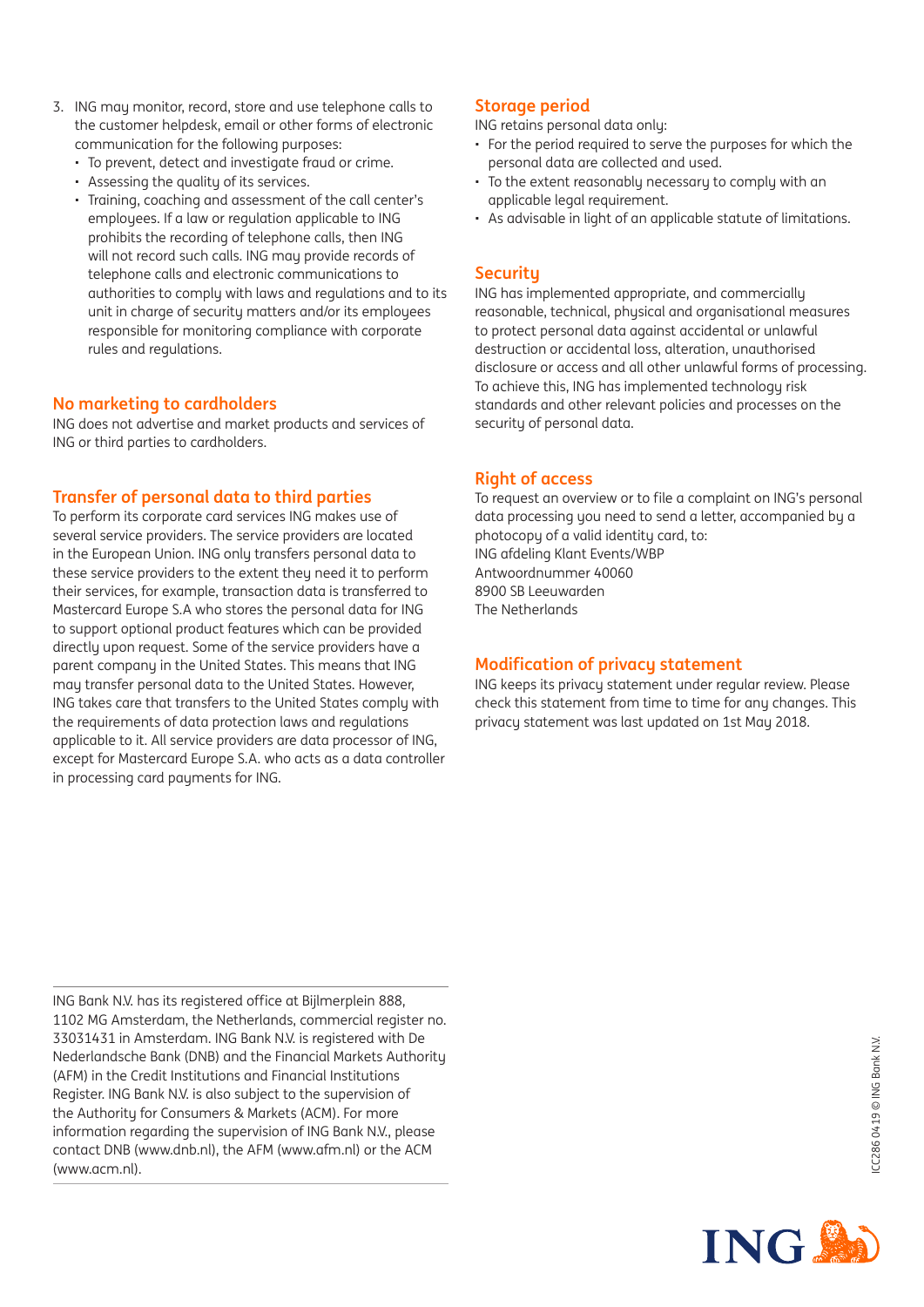3. ING may monitor, record, store and use telephone calls to the customer helpdesk, email or other forms of electronic communication for the following purposes:
   - To prevent, detect and investigate fraud or crime.
   - Assessing the quality of its services.
   - Training, coaching and assessment of the call center's employees. If a law or regulation applicable to ING prohibits the recording of telephone calls, then ING will not record such calls. ING may provide records of telephone calls and electronic communications to authorities to comply with laws and regulations and to its unit in charge of security matters and/or its employees responsible for monitoring compliance with corporate rules and regulations.

## No marketing to cardholders

ING does not advertise and market products and services of ING or third parties to cardholders.

## Transfer of personal data to third parties

To perform its corporate card services ING makes use of several service providers. The service providers are located in the European Union. ING only transfers personal data to these service providers to the extent they need it to perform their services, for example, transaction data is transferred to Mastercard Europe S.A who stores the personal data for ING to support optional product features which can be provided directly upon request. Some of the service providers have a parent company in the United States. This means that ING may transfer personal data to the United States. However, ING takes care that transfers to the United States comply with the requirements of data protection laws and regulations applicable to it. All service providers are data processor of ING, except for Mastercard Europe S.A. who acts as a data controller in processing card payments for ING.

## Storage period

ING retains personal data only:

- For the period required to serve the purposes for which the personal data are collected and used.
- To the extent reasonably necessary to comply with an applicable legal requirement.
- As advisable in light of an applicable statute of limitations.

## Security

ING has implemented appropriate, and commercially reasonable, technical, physical and organisational measures to protect personal data against accidental or unlawful destruction or accidental loss, alteration, unauthorised disclosure or access and all other unlawful forms of processing. To achieve this, ING has implemented technology risk standards and other relevant policies and processes on the security of personal data.

## Right of access

To request an overview or to file a complaint on ING's personal data processing you need to send a letter, accompanied by a photocopy of a valid identity card, to:
ING afdeling Klant Events/WBP
Antwoordnummer 40060
8900 SB Leeuwarden
The Netherlands

## Modification of privacy statement

ING keeps its privacy statement under regular review. Please check this statement from time to time for any changes. This privacy statement was last updated on 1st May 2018.

---

ING Bank N.V. has its registered office at Bijlmerplein 888, 1102 MG Amsterdam, the Netherlands, commercial register no. 33031431 in Amsterdam. ING Bank N.V. is registered with De Nederlandsche Bank (DNB) and the Financial Markets Authority (AFM) in the Credit Institutions and Financial Institutions Register. ING Bank N.V. is also subject to the supervision of the Authority for Consumers & Markets (ACM). For more information regarding the supervision of ING Bank N.V., please contact DNB (www.dnb.nl), the AFM (www.afm.nl) or the ACM (www.acm.nl).

---

ICC286 0419 © ING Bank N.V.

ING